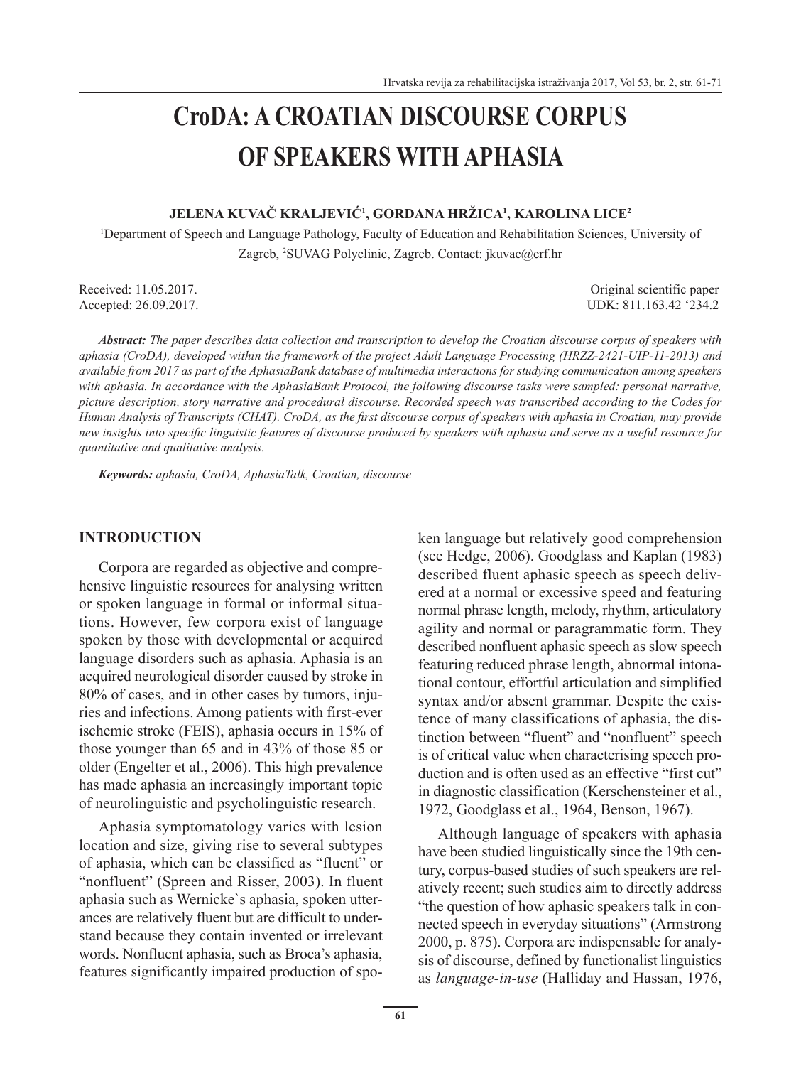# CroDA: A CROATIAN DISCOURSE CORPUS OF SPEAKERS WITH APHASIA

**JELENA KUVAČ KRALJEVIĆ[1], GORDANA HRŽICA[1], KAROLINA LICE[2]**

[1]Department of Speech and Language Pathology, Faculty of Education and Rehabilitation Sciences, University of Zagreb, [2]SUVAG Polyclinic, Zagreb. Contact: jkuvac@erf.hr

Received: 11.05.2017.
Accepted: 26.09.2017.

Original scientific paper
UDK: 811.163.42 '234.2

***Abstract:*** *The paper describes data collection and transcription to develop the Croatian discourse corpus of speakers with aphasia (CroDA), developed within the framework of the project Adult Language Processing (HRZZ-2421-UIP-11-2013) and available from 2017 as part of the AphasiaBank database of multimedia interactions for studying communication among speakers with aphasia. In accordance with the AphasiaBank Protocol, the following discourse tasks were sampled: personal narrative, picture description, story narrative and procedural discourse. Recorded speech was transcribed according to the Codes for Human Analysis of Transcripts (CHAT). CroDA, as the first discourse corpus of speakers with aphasia in Croatian, may provide new insights into specific linguistic features of discourse produced by speakers with aphasia and serve as a useful resource for quantitative and qualitative analysis.*

***Keywords:*** *aphasia, CroDA, AphasiaTalk, Croatian, discourse*

## INTRODUCTION

Corpora are regarded as objective and comprehensive linguistic resources for analysing written or spoken language in formal or informal situations. However, few corpora exist of language spoken by those with developmental or acquired language disorders such as aphasia. Aphasia is an acquired neurological disorder caused by stroke in 80% of cases, and in other cases by tumors, injuries and infections. Among patients with first-ever ischemic stroke (FEIS), aphasia occurs in 15% of those younger than 65 and in 43% of those 85 or older (Engelter et al., 2006). This high prevalence has made aphasia an increasingly important topic of neurolinguistic and psycholinguistic research.

Aphasia symptomatology varies with lesion location and size, giving rise to several subtypes of aphasia, which can be classified as "fluent" or "nonfluent" (Spreen and Risser, 2003). In fluent aphasia such as Wernicke`s aphasia, spoken utterances are relatively fluent but are difficult to understand because they contain invented or irrelevant words. Nonfluent aphasia, such as Broca's aphasia, features significantly impaired production of spoken language but relatively good comprehension (see Hedge, 2006). Goodglass and Kaplan (1983) described fluent aphasic speech as speech delivered at a normal or excessive speed and featuring normal phrase length, melody, rhythm, articulatory agility and normal or paragrammatic form. They described nonfluent aphasic speech as slow speech featuring reduced phrase length, abnormal intonational contour, effortful articulation and simplified syntax and/or absent grammar. Despite the existence of many classifications of aphasia, the distinction between "fluent" and "nonfluent" speech is of critical value when characterising speech production and is often used as an effective "first cut" in diagnostic classification (Kerschensteiner et al., 1972, Goodglass et al., 1964, Benson, 1967).

Although language of speakers with aphasia have been studied linguistically since the 19th century, corpus-based studies of such speakers are relatively recent; such studies aim to directly address "the question of how aphasic speakers talk in connected speech in everyday situations" (Armstrong 2000, p. 875). Corpora are indispensable for analysis of discourse, defined by functionalist linguistics as *language-in-use* (Halliday and Hassan, 1976,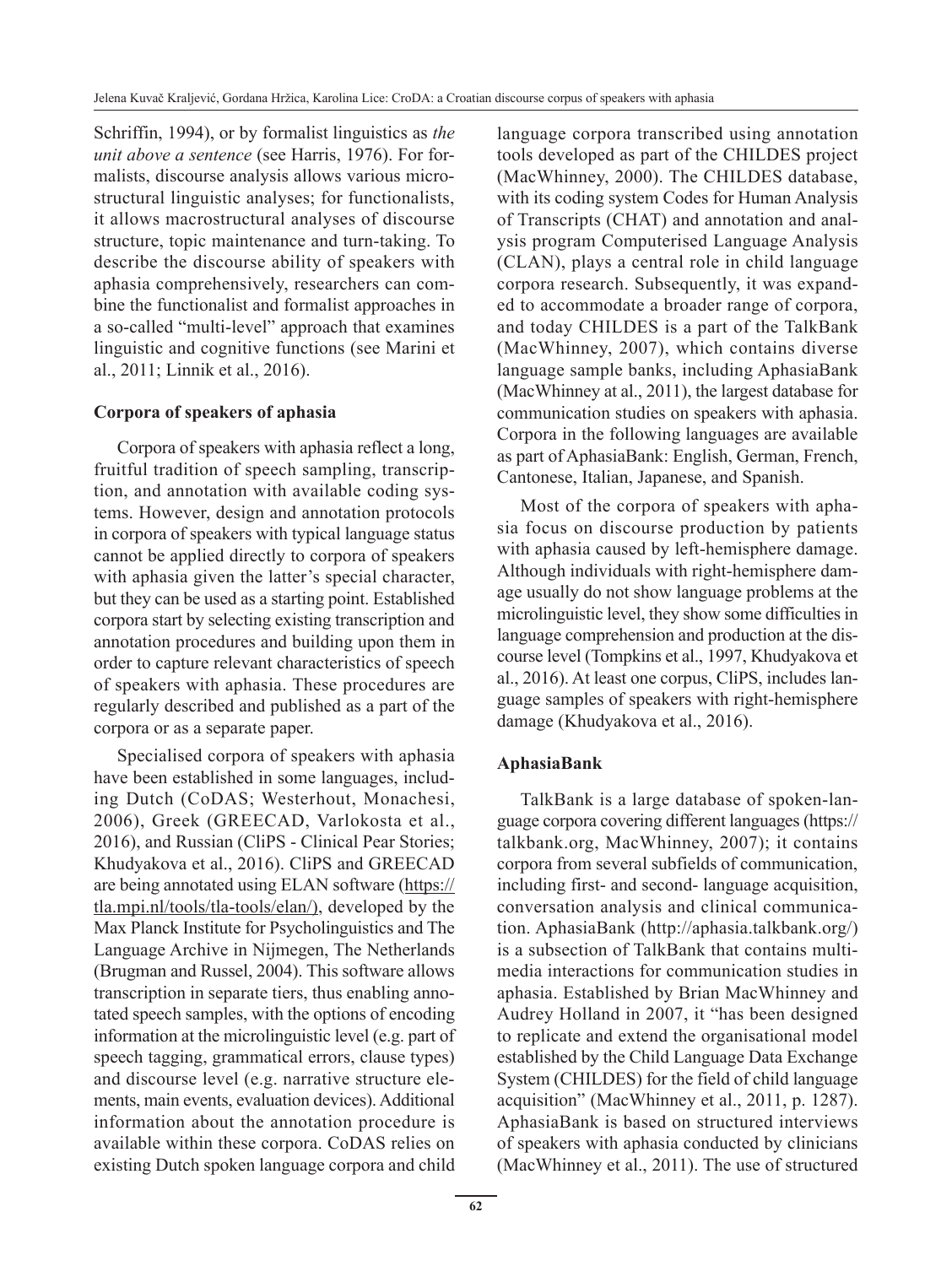Schriffin, 1994), or by formalist linguistics as *the unit above a sentence* (see Harris, 1976). For formalists, discourse analysis allows various microstructural linguistic analyses; for functionalists, it allows macrostructural analyses of discourse structure, topic maintenance and turn-taking. To describe the discourse ability of speakers with aphasia comprehensively, researchers can combine the functionalist and formalist approaches in a so-called "multi-level" approach that examines linguistic and cognitive functions (see Marini et al., 2011; Linnik et al., 2016).

**Corpora of speakers of aphasia**

Corpora of speakers with aphasia reflect a long, fruitful tradition of speech sampling, transcription, and annotation with available coding systems. However, design and annotation protocols in corpora of speakers with typical language status cannot be applied directly to corpora of speakers with aphasia given the latter's special character, but they can be used as a starting point. Established corpora start by selecting existing transcription and annotation procedures and building upon them in order to capture relevant characteristics of speech of speakers with aphasia. These procedures are regularly described and published as a part of the corpora or as a separate paper.

Specialised corpora of speakers with aphasia have been established in some languages, including Dutch (CoDAS; Westerhout, Monachesi, 2006), Greek (GREECAD, Varlokosta et al., 2016), and Russian (CliPS - Clinical Pear Stories; Khudyakova et al., 2016). CliPS and GREECAD are being annotated using ELAN software (https://tla.mpi.nl/tools/tla-tools/elan/), developed by the Max Planck Institute for Psycholinguistics and The Language Archive in Nijmegen, The Netherlands (Brugman and Russel, 2004). This software allows transcription in separate tiers, thus enabling annotated speech samples, with the options of encoding information at the microlinguistic level (e.g. part of speech tagging, grammatical errors, clause types) and discourse level (e.g. narrative structure elements, main events, evaluation devices). Additional information about the annotation procedure is available within these corpora. CoDAS relies on existing Dutch spoken language corpora and child language corpora transcribed using annotation tools developed as part of the CHILDES project (MacWhinney, 2000). The CHILDES database, with its coding system Codes for Human Analysis of Transcripts (CHAT) and annotation and analysis program Computerised Language Analysis (CLAN), plays a central role in child language corpora research. Subsequently, it was expanded to accommodate a broader range of corpora, and today CHILDES is a part of the TalkBank (MacWhinney, 2007), which contains diverse language sample banks, including AphasiaBank (MacWhinney at al., 2011), the largest database for communication studies on speakers with aphasia. Corpora in the following languages are available as part of AphasiaBank: English, German, French, Cantonese, Italian, Japanese, and Spanish.

Most of the corpora of speakers with aphasia focus on discourse production by patients with aphasia caused by left-hemisphere damage. Although individuals with right-hemisphere damage usually do not show language problems at the microlinguistic level, they show some difficulties in language comprehension and production at the discourse level (Tompkins et al., 1997, Khudyakova et al., 2016). At least one corpus, CliPS, includes language samples of speakers with right-hemisphere damage (Khudyakova et al., 2016).

**AphasiaBank**

TalkBank is a large database of spoken-language corpora covering different languages (https://talkbank.org, MacWhinney, 2007); it contains corpora from several subfields of communication, including first- and second- language acquisition, conversation analysis and clinical communication. AphasiaBank (http://aphasia.talkbank.org/) is a subsection of TalkBank that contains multimedia interactions for communication studies in aphasia. Established by Brian MacWhinney and Audrey Holland in 2007, it "has been designed to replicate and extend the organisational model established by the Child Language Data Exchange System (CHILDES) for the field of child language acquisition" (MacWhinney et al., 2011, p. 1287). AphasiaBank is based on structured interviews of speakers with aphasia conducted by clinicians (MacWhinney et al., 2011). The use of structured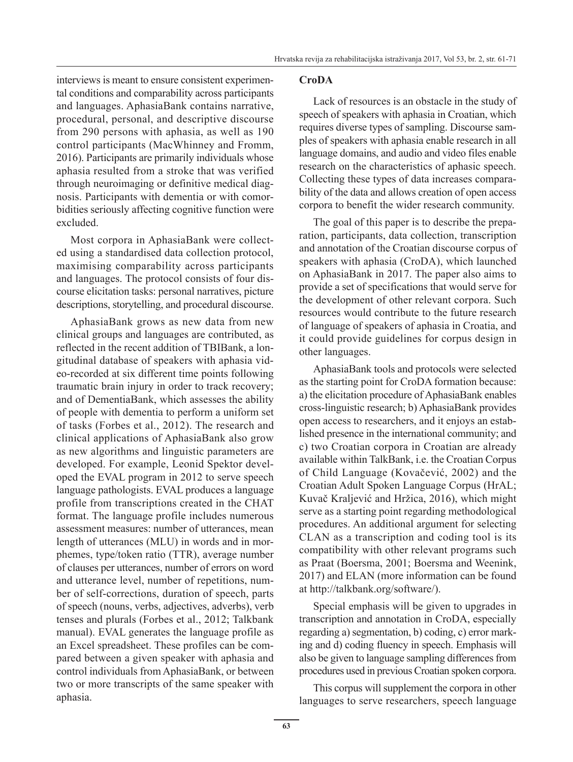interviews is meant to ensure consistent experimental conditions and comparability across participants and languages. AphasiaBank contains narrative, procedural, personal, and descriptive discourse from 290 persons with aphasia, as well as 190 control participants (MacWhinney and Fromm, 2016). Participants are primarily individuals whose aphasia resulted from a stroke that was verified through neuroimaging or definitive medical diagnosis. Participants with dementia or with comorbidities seriously affecting cognitive function were excluded.

Most corpora in AphasiaBank were collected using a standardised data collection protocol, maximising comparability across participants and languages. The protocol consists of four discourse elicitation tasks: personal narratives, picture descriptions, storytelling, and procedural discourse.

AphasiaBank grows as new data from new clinical groups and languages are contributed, as reflected in the recent addition of TBIBank, a longitudinal database of speakers with aphasia video-recorded at six different time points following traumatic brain injury in order to track recovery; and of DementiaBank, which assesses the ability of people with dementia to perform a uniform set of tasks (Forbes et al., 2012). The research and clinical applications of AphasiaBank also grow as new algorithms and linguistic parameters are developed. For example, Leonid Spektor developed the EVAL program in 2012 to serve speech language pathologists. EVAL produces a language profile from transcriptions created in the CHAT format. The language profile includes numerous assessment measures: number of utterances, mean length of utterances (MLU) in words and in morphemes, type/token ratio (TTR), average number of clauses per utterances, number of errors on word and utterance level, number of repetitions, number of self-corrections, duration of speech, parts of speech (nouns, verbs, adjectives, adverbs), verb tenses and plurals (Forbes et al., 2012; Talkbank manual). EVAL generates the language profile as an Excel spreadsheet. These profiles can be compared between a given speaker with aphasia and control individuals from AphasiaBank, or between two or more transcripts of the same speaker with aphasia.

## CroDA

Lack of resources is an obstacle in the study of speech of speakers with aphasia in Croatian, which requires diverse types of sampling. Discourse samples of speakers with aphasia enable research in all language domains, and audio and video files enable research on the characteristics of aphasic speech. Collecting these types of data increases comparability of the data and allows creation of open access corpora to benefit the wider research community.

The goal of this paper is to describe the preparation, participants, data collection, transcription and annotation of the Croatian discourse corpus of speakers with aphasia (CroDA), which launched on AphasiaBank in 2017. The paper also aims to provide a set of specifications that would serve for the development of other relevant corpora. Such resources would contribute to the future research of language of speakers of aphasia in Croatia, and it could provide guidelines for corpus design in other languages.

AphasiaBank tools and protocols were selected as the starting point for CroDA formation because: a) the elicitation procedure of AphasiaBank enables cross-linguistic research; b) AphasiaBank provides open access to researchers, and it enjoys an established presence in the international community; and c) two Croatian corpora in Croatian are already available within TalkBank, i.e. the Croatian Corpus of Child Language (Kovačević, 2002) and the Croatian Adult Spoken Language Corpus (HrAL; Kuvač Kraljević and Hržica, 2016), which might serve as a starting point regarding methodological procedures. An additional argument for selecting CLAN as a transcription and coding tool is its compatibility with other relevant programs such as Praat (Boersma, 2001; Boersma and Weenink, 2017) and ELAN (more information can be found at http://talkbank.org/software/).

Special emphasis will be given to upgrades in transcription and annotation in CroDA, especially regarding a) segmentation, b) coding, c) error marking and d) coding fluency in speech. Emphasis will also be given to language sampling differences from procedures used in previous Croatian spoken corpora.

This corpus will supplement the corpora in other languages to serve researchers, speech language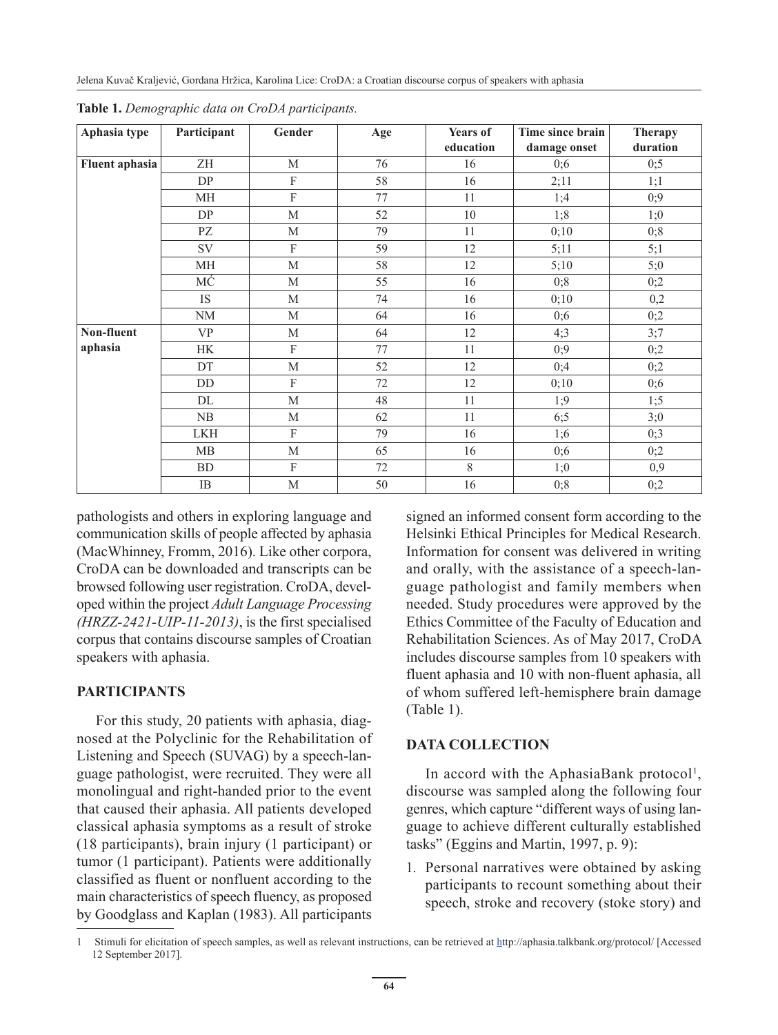**Table 1.** *Demographic data on CroDA participants.*

| Aphasia type | Participant | Gender | Age | Years of education | Time since brain damage onset | Therapy duration |
|---|---|---|---|---|---|---|
| **Fluent aphasia** | ZH | M | 76 | 16 | 0;6 | 0;5 |
| | DP | F | 58 | 16 | 2;11 | 1;1 |
| | MH | F | 77 | 11 | 1;4 | 0;9 |
| | DP | M | 52 | 10 | 1;8 | 1;0 |
| | PZ | M | 79 | 11 | 0;10 | 0;8 |
| | SV | F | 59 | 12 | 5;11 | 5;1 |
| | MH | M | 58 | 12 | 5;10 | 5;0 |
| | MĆ | M | 55 | 16 | 0;8 | 0;2 |
| | IS | M | 74 | 16 | 0;10 | 0,2 |
| | NM | M | 64 | 16 | 0;6 | 0;2 |
| **Non-fluent aphasia** | VP | M | 64 | 12 | 4;3 | 3;7 |
| | HK | F | 77 | 11 | 0;9 | 0;2 |
| | DT | M | 52 | 12 | 0;4 | 0;2 |
| | DD | F | 72 | 12 | 0;10 | 0;6 |
| | DL | M | 48 | 11 | 1;9 | 1;5 |
| | NB | M | 62 | 11 | 6;5 | 3;0 |
| | LKH | F | 79 | 16 | 1;6 | 0;3 |
| | MB | M | 65 | 16 | 0;6 | 0;2 |
| | BD | F | 72 | 8 | 1;0 | 0,9 |
| | IB | M | 50 | 16 | 0;8 | 0;2 |

pathologists and others in exploring language and communication skills of people affected by aphasia (MacWhinney, Fromm, 2016). Like other corpora, CroDA can be downloaded and transcripts can be browsed following user registration. CroDA, developed within the project *Adult Language Processing (HRZZ-2421-UIP-11-2013)*, is the first specialised corpus that contains discourse samples of Croatian speakers with aphasia.

## PARTICIPANTS

For this study, 20 patients with aphasia, diagnosed at the Polyclinic for the Rehabilitation of Listening and Speech (SUVAG) by a speech-language pathologist, were recruited. They were all monolingual and right-handed prior to the event that caused their aphasia. All patients developed classical aphasia symptoms as a result of stroke (18 participants), brain injury (1 participant) or tumor (1 participant). Patients were additionally classified as fluent or nonfluent according to the main characteristics of speech fluency, as proposed by Goodglass and Kaplan (1983). All participants signed an informed consent form according to the Helsinki Ethical Principles for Medical Research. Information for consent was delivered in writing and orally, with the assistance of a speech-language pathologist and family members when needed. Study procedures were approved by the Ethics Committee of the Faculty of Education and Rehabilitation Sciences. As of May 2017, CroDA includes discourse samples from 10 speakers with fluent aphasia and 10 with non-fluent aphasia, all of whom suffered left-hemisphere brain damage (Table 1).

## DATA COLLECTION

In accord with the AphasiaBank protocol[1], discourse was sampled along the following four genres, which capture "different ways of using language to achieve different culturally established tasks" (Eggins and Martin, 1997, p. 9):

1. Personal narratives were obtained by asking participants to recount something about their speech, stroke and recovery (stoke story) and

---

1 Stimuli for elicitation of speech samples, as well as relevant instructions, can be retrieved at http://aphasia.talkbank.org/protocol/ [Accessed 12 September 2017].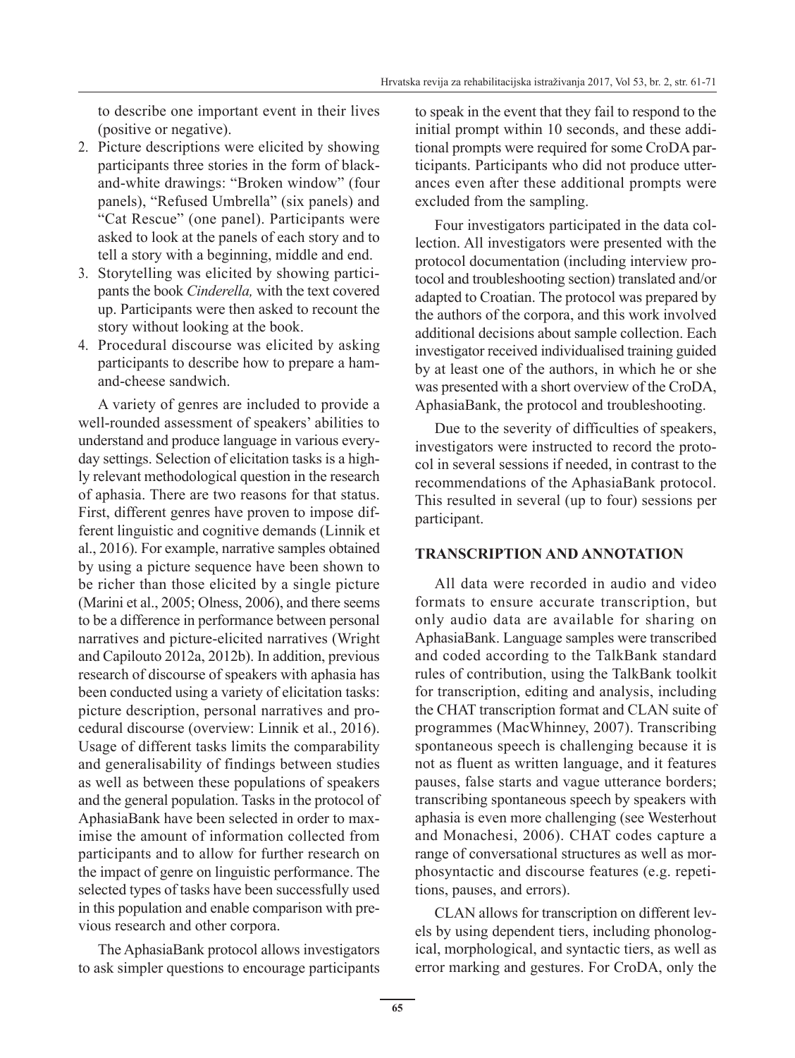to describe one important event in their lives (positive or negative).

2. Picture descriptions were elicited by showing participants three stories in the form of black-and-white drawings: "Broken window" (four panels), "Refused Umbrella" (six panels) and "Cat Rescue" (one panel). Participants were asked to look at the panels of each story and to tell a story with a beginning, middle and end.
3. Storytelling was elicited by showing participants the book *Cinderella,* with the text covered up. Participants were then asked to recount the story without looking at the book.
4. Procedural discourse was elicited by asking participants to describe how to prepare a ham-and-cheese sandwich.

A variety of genres are included to provide a well-rounded assessment of speakers' abilities to understand and produce language in various everyday settings. Selection of elicitation tasks is a highly relevant methodological question in the research of aphasia. There are two reasons for that status. First, different genres have proven to impose different linguistic and cognitive demands (Linnik et al., 2016). For example, narrative samples obtained by using a picture sequence have been shown to be richer than those elicited by a single picture (Marini et al., 2005; Olness, 2006), and there seems to be a difference in performance between personal narratives and picture-elicited narratives (Wright and Capilouto 2012a, 2012b). In addition, previous research of discourse of speakers with aphasia has been conducted using a variety of elicitation tasks: picture description, personal narratives and procedural discourse (overview: Linnik et al., 2016). Usage of different tasks limits the comparability and generalisability of findings between studies as well as between these populations of speakers and the general population. Tasks in the protocol of AphasiaBank have been selected in order to maximise the amount of information collected from participants and to allow for further research on the impact of genre on linguistic performance. The selected types of tasks have been successfully used in this population and enable comparison with previous research and other corpora.

The AphasiaBank protocol allows investigators to ask simpler questions to encourage participants to speak in the event that they fail to respond to the initial prompt within 10 seconds, and these additional prompts were required for some CroDA participants. Participants who did not produce utterances even after these additional prompts were excluded from the sampling.

Four investigators participated in the data collection. All investigators were presented with the protocol documentation (including interview protocol and troubleshooting section) translated and/or adapted to Croatian. The protocol was prepared by the authors of the corpora, and this work involved additional decisions about sample collection. Each investigator received individualised training guided by at least one of the authors, in which he or she was presented with a short overview of the CroDA, AphasiaBank, the protocol and troubleshooting.

Due to the severity of difficulties of speakers, investigators were instructed to record the protocol in several sessions if needed, in contrast to the recommendations of the AphasiaBank protocol. This resulted in several (up to four) sessions per participant.

## TRANSCRIPTION AND ANNOTATION

All data were recorded in audio and video formats to ensure accurate transcription, but only audio data are available for sharing on AphasiaBank. Language samples were transcribed and coded according to the TalkBank standard rules of contribution, using the TalkBank toolkit for transcription, editing and analysis, including the CHAT transcription format and CLAN suite of programmes (MacWhinney, 2007). Transcribing spontaneous speech is challenging because it is not as fluent as written language, and it features pauses, false starts and vague utterance borders; transcribing spontaneous speech by speakers with aphasia is even more challenging (see Westerhout and Monachesi, 2006). CHAT codes capture a range of conversational structures as well as morphosyntactic and discourse features (e.g. repetitions, pauses, and errors).

CLAN allows for transcription on different levels by using dependent tiers, including phonological, morphological, and syntactic tiers, as well as error marking and gestures. For CroDA, only the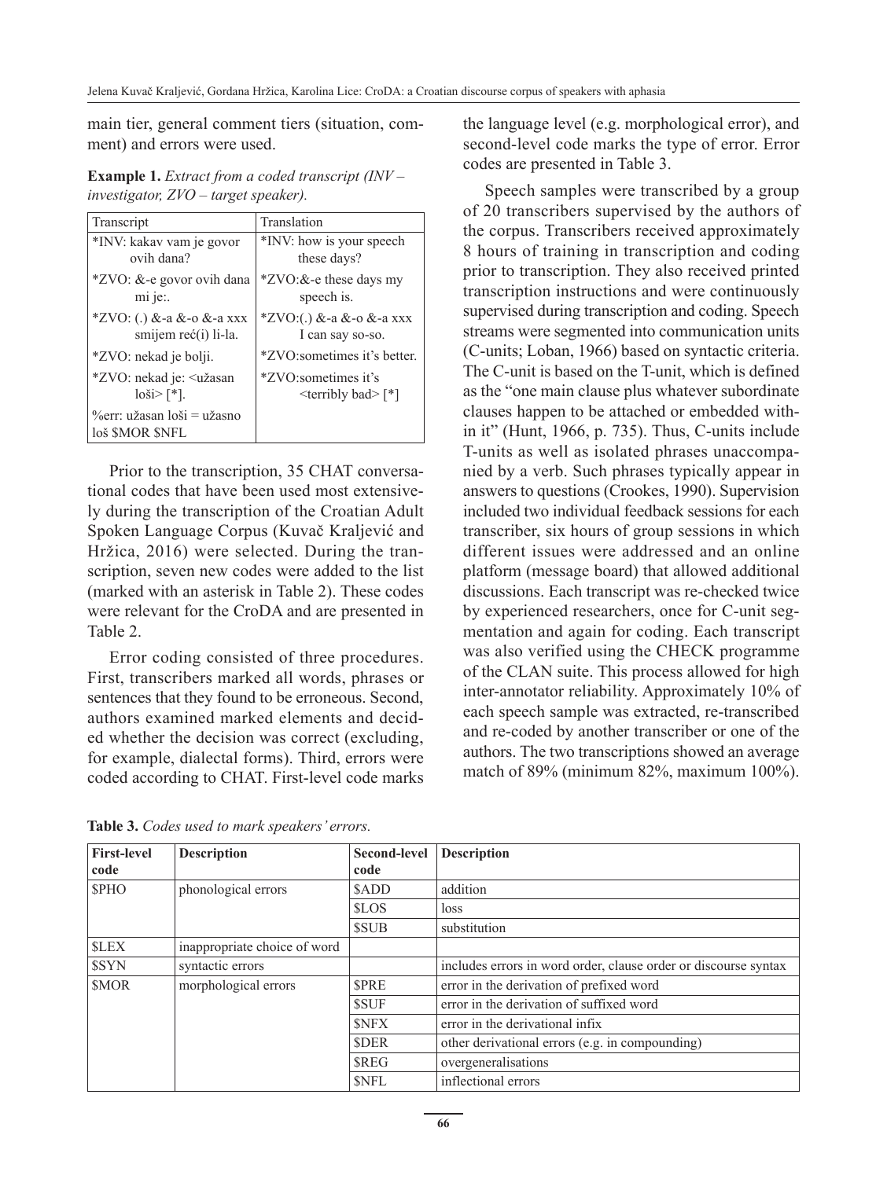main tier, general comment tiers (situation, comment) and errors were used.

**Example 1.** *Extract from a coded transcript (INV – investigator, ZVO – target speaker).*

| Transcript | Translation |
|---|---|
| *INV: kakav vam je govor ovih dana? | *INV: how is your speech these days? |
| *ZVO: &-e govor ovih dana mi je:. | *ZVO:&-e these days my speech is. |
| *ZVO: (.) &-a &-o &-a xxx smijem reć(i) li-la. | *ZVO:(.) &-a &-o &-a xxx I can say so-so. |
| *ZVO: nekad je bolji. | *ZVO:sometimes it's better. |
| *ZVO: nekad je: <užasan loši> [*]. | *ZVO:sometimes it's <terribly bad> [*] |
| %err: užasan loši = užasno loš $MOR $NFL | |

Prior to the transcription, 35 CHAT conversational codes that have been used most extensively during the transcription of the Croatian Adult Spoken Language Corpus (Kuvač Kraljević and Hržica, 2016) were selected. During the transcription, seven new codes were added to the list (marked with an asterisk in Table 2). These codes were relevant for the CroDA and are presented in Table 2.

Error coding consisted of three procedures. First, transcribers marked all words, phrases or sentences that they found to be erroneous. Second, authors examined marked elements and decided whether the decision was correct (excluding, for example, dialectal forms). Third, errors were coded according to CHAT. First-level code marks the language level (e.g. morphological error), and second-level code marks the type of error. Error codes are presented in Table 3.

Speech samples were transcribed by a group of 20 transcribers supervised by the authors of the corpus. Transcribers received approximately 8 hours of training in transcription and coding prior to transcription. They also received printed transcription instructions and were continuously supervised during transcription and coding. Speech streams were segmented into communication units (C-units; Loban, 1966) based on syntactic criteria. The C-unit is based on the T-unit, which is defined as the "one main clause plus whatever subordinate clauses happen to be attached or embedded within it" (Hunt, 1966, p. 735). Thus, C-units include T-units as well as isolated phrases unaccompanied by a verb. Such phrases typically appear in answers to questions (Crookes, 1990). Supervision included two individual feedback sessions for each transcriber, six hours of group sessions in which different issues were addressed and an online platform (message board) that allowed additional discussions. Each transcript was re-checked twice by experienced researchers, once for C-unit segmentation and again for coding. Each transcript was also verified using the CHECK programme of the CLAN suite. This process allowed for high inter-annotator reliability. Approximately 10% of each speech sample was extracted, re-transcribed and re-coded by another transcriber or one of the authors. The two transcriptions showed an average match of 89% (minimum 82%, maximum 100%).

**Table 3.** *Codes used to mark speakers' errors.*

| First-level code | Description | Second-level code | Description |
|---|---|---|---|
| $PHO | phonological errors | $ADD | addition |
| | | $LOS | loss |
| | | $SUB | substitution |
| $LEX | inappropriate choice of word | | |
| $SYN | syntactic errors | | includes errors in word order, clause order or discourse syntax |
| $MOR | morphological errors | $PRE | error in the derivation of prefixed word |
| | | $SUF | error in the derivation of suffixed word |
| | | $NFX | error in the derivational infix |
| | | $DER | other derivational errors (e.g. in compounding) |
| | | $REG | overgeneralisations |
| | | $NFL | inflectional errors |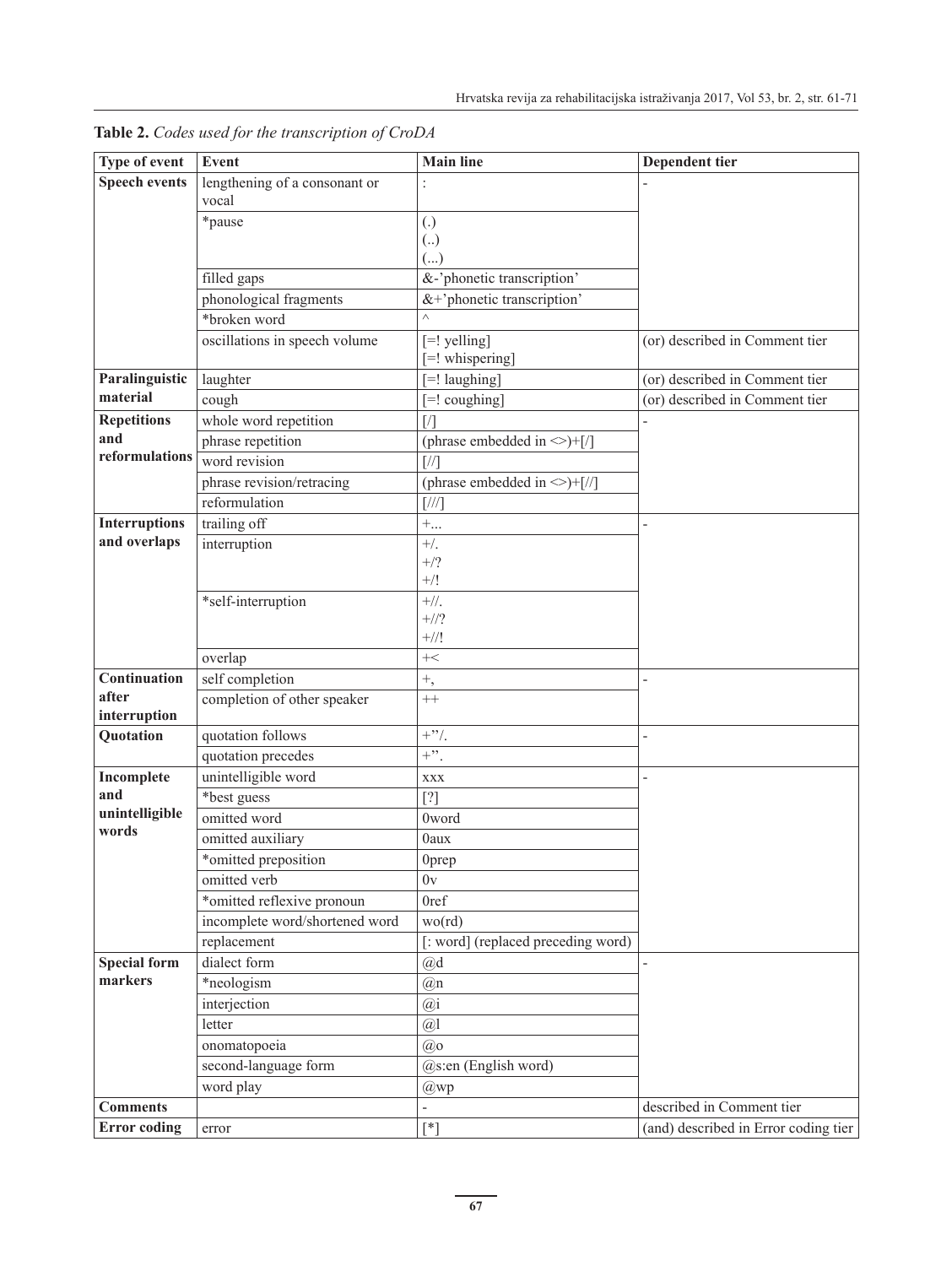**Table 2.** *Codes used for the transcription of CroDA*

| Type of event | Event | Main line | Dependent tier |
|---|---|---|---|
| **Speech events** | lengthening of a consonant or vocal | : | - |
| | *pause | (.) (..) (...) | |
| | filled gaps | &-'phonetic transcription' | |
| | phonological fragments | &+'phonetic transcription' | |
| | *broken word | ^ | |
| | oscillations in speech volume | [=! yelling] [=! whispering] | (or) described in Comment tier |
| **Paralinguistic material** | laughter | [=! laughing] | (or) described in Comment tier |
| | cough | [=! coughing] | (or) described in Comment tier |
| **Repetitions and reformulations** | whole word repetition | [/] | - |
| | phrase repetition | (phrase embedded in <>)+[/] | |
| | word revision | [//] | |
| | phrase revision/retracing | (phrase embedded in <>)+[//] | |
| | reformulation | [///] | |
| **Interruptions and overlaps** | trailing off | +... | - |
| | interruption | +/. +/? +/! | |
| | *self-interruption | +//. +//? +//! | |
| | overlap | +< | |
| **Continuation after interruption** | self completion | +, | - |
| | completion of other speaker | ++ | |
| **Quotation** | quotation follows | +"/. | - |
| | quotation precedes | +". | |
| **Incomplete and unintelligible words** | unintelligible word | xxx | - |
| | *best guess | [?] | |
| | omitted word | 0word | |
| | omitted auxiliary | 0aux | |
| | *omitted preposition | 0prep | |
| | omitted verb | 0v | |
| | *omitted reflexive pronoun | 0ref | |
| | incomplete word/shortened word | wo(rd) | |
| | replacement | [: word] (replaced preceding word) | |
| **Special form markers** | dialect form | @d | - |
| | *neologism | @n | |
| | interjection | @i | |
| | letter | @l | |
| | onomatopoeia | @o | |
| | second-language form | @s:en (English word) | |
| | word play | @wp | |
| **Comments** | | - | described in Comment tier |
| **Error coding** | error | [*] | (and) described in Error coding tier |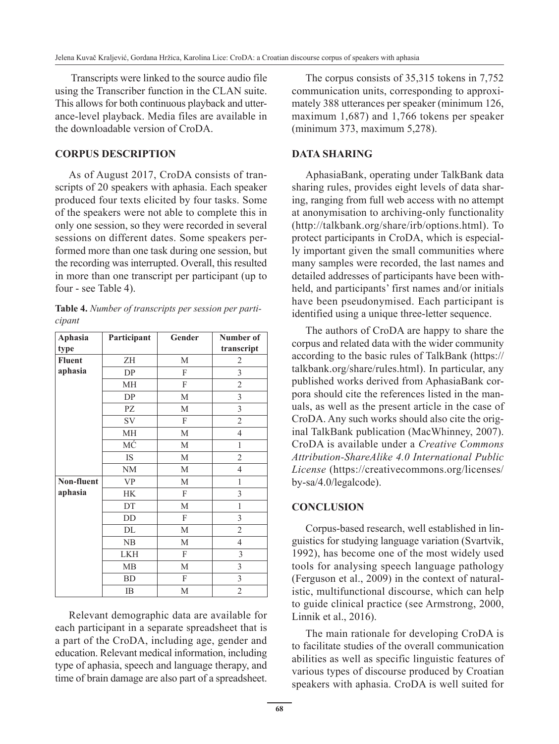Transcripts were linked to the source audio file using the Transcriber function in the CLAN suite. This allows for both continuous playback and utterance-level playback. Media files are available in the downloadable version of CroDA.

## CORPUS DESCRIPTION

As of August 2017, CroDA consists of transcripts of 20 speakers with aphasia. Each speaker produced four texts elicited by four tasks. Some of the speakers were not able to complete this in only one session, so they were recorded in several sessions on different dates. Some speakers performed more than one task during one session, but the recording was interrupted. Overall, this resulted in more than one transcript per participant (up to four - see Table 4).

**Table 4.** *Number of transcripts per session per participant*

| Aphasia type | Participant | Gender | Number of transcript |
|---|---|---|---|
| **Fluent aphasia** | ZH | M | 2 |
| | DP | F | 3 |
| | MH | F | 2 |
| | DP | M | 3 |
| | PZ | M | 3 |
| | SV | F | 2 |
| | MH | M | 4 |
| | MĆ | M | 1 |
| | IS | M | 2 |
| | NM | M | 4 |
| **Non-fluent aphasia** | VP | M | 1 |
| | HK | F | 3 |
| | DT | M | 1 |
| | DD | F | 3 |
| | DL | M | 2 |
| | NB | M | 4 |
| | LKH | F | 3 |
| | MB | M | 3 |
| | BD | F | 3 |
| | IB | M | 2 |

Relevant demographic data are available for each participant in a separate spreadsheet that is a part of the CroDA, including age, gender and education. Relevant medical information, including type of aphasia, speech and language therapy, and time of brain damage are also part of a spreadsheet.

The corpus consists of 35,315 tokens in 7,752 communication units, corresponding to approximately 388 utterances per speaker (minimum 126, maximum 1,687) and 1,766 tokens per speaker (minimum 373, maximum 5,278).

## DATA SHARING

AphasiaBank, operating under TalkBank data sharing rules, provides eight levels of data sharing, ranging from full web access with no attempt at anonymisation to archiving-only functionality (http://talkbank.org/share/irb/options.html). To protect participants in CroDA, which is especially important given the small communities where many samples were recorded, the last names and detailed addresses of participants have been withheld, and participants' first names and/or initials have been pseudonymised. Each participant is identified using a unique three-letter sequence.

The authors of CroDA are happy to share the corpus and related data with the wider community according to the basic rules of TalkBank (https://talkbank.org/share/rules.html). In particular, any published works derived from AphasiaBank corpora should cite the references listed in the manuals, as well as the present article in the case of CroDA. Any such works should also cite the original TalkBank publication (MacWhinney, 2007). CroDA is available under a *Creative Commons Attribution-ShareAlike 4.0 International Public License* (https://creativecommons.org/licenses/by-sa/4.0/legalcode).

## CONCLUSION

Corpus-based research, well established in linguistics for studying language variation (Svartvik, 1992), has become one of the most widely used tools for analysing speech language pathology (Ferguson et al., 2009) in the context of naturalistic, multifunctional discourse, which can help to guide clinical practice (see Armstrong, 2000, Linnik et al., 2016).

The main rationale for developing CroDA is to facilitate studies of the overall communication abilities as well as specific linguistic features of various types of discourse produced by Croatian speakers with aphasia. CroDA is well suited for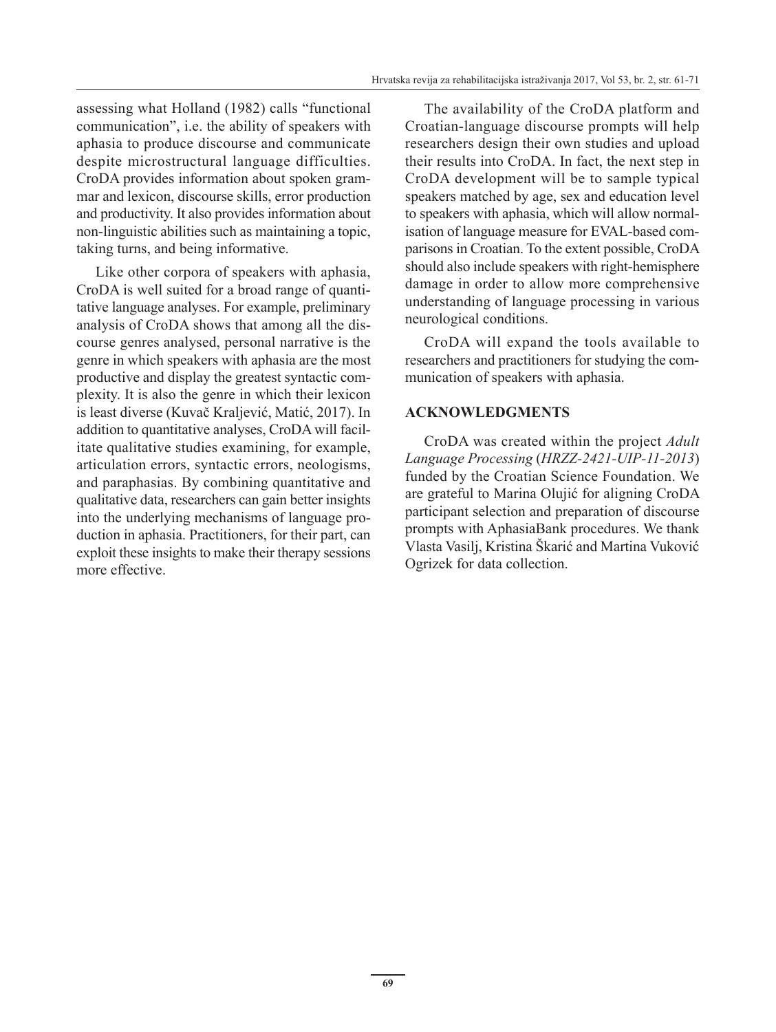assessing what Holland (1982) calls "functional communication", i.e. the ability of speakers with aphasia to produce discourse and communicate despite microstructural language difficulties. CroDA provides information about spoken grammar and lexicon, discourse skills, error production and productivity. It also provides information about non-linguistic abilities such as maintaining a topic, taking turns, and being informative.

Like other corpora of speakers with aphasia, CroDA is well suited for a broad range of quantitative language analyses. For example, preliminary analysis of CroDA shows that among all the discourse genres analysed, personal narrative is the genre in which speakers with aphasia are the most productive and display the greatest syntactic complexity. It is also the genre in which their lexicon is least diverse (Kuvač Kraljević, Matić, 2017). In addition to quantitative analyses, CroDA will facilitate qualitative studies examining, for example, articulation errors, syntactic errors, neologisms, and paraphasias. By combining quantitative and qualitative data, researchers can gain better insights into the underlying mechanisms of language production in aphasia. Practitioners, for their part, can exploit these insights to make their therapy sessions more effective.

The availability of the CroDA platform and Croatian-language discourse prompts will help researchers design their own studies and upload their results into CroDA. In fact, the next step in CroDA development will be to sample typical speakers matched by age, sex and education level to speakers with aphasia, which will allow normalisation of language measure for EVAL-based comparisons in Croatian. To the extent possible, CroDA should also include speakers with right-hemisphere damage in order to allow more comprehensive understanding of language processing in various neurological conditions.

CroDA will expand the tools available to researchers and practitioners for studying the communication of speakers with aphasia.

## ACKNOWLEDGMENTS

CroDA was created within the project *Adult Language Processing* (*HRZZ-2421-UIP-11-2013*) funded by the Croatian Science Foundation. We are grateful to Marina Olujić for aligning CroDA participant selection and preparation of discourse prompts with AphasiaBank procedures. We thank Vlasta Vasilj, Kristina Škarić and Martina Vuković Ogrizek for data collection.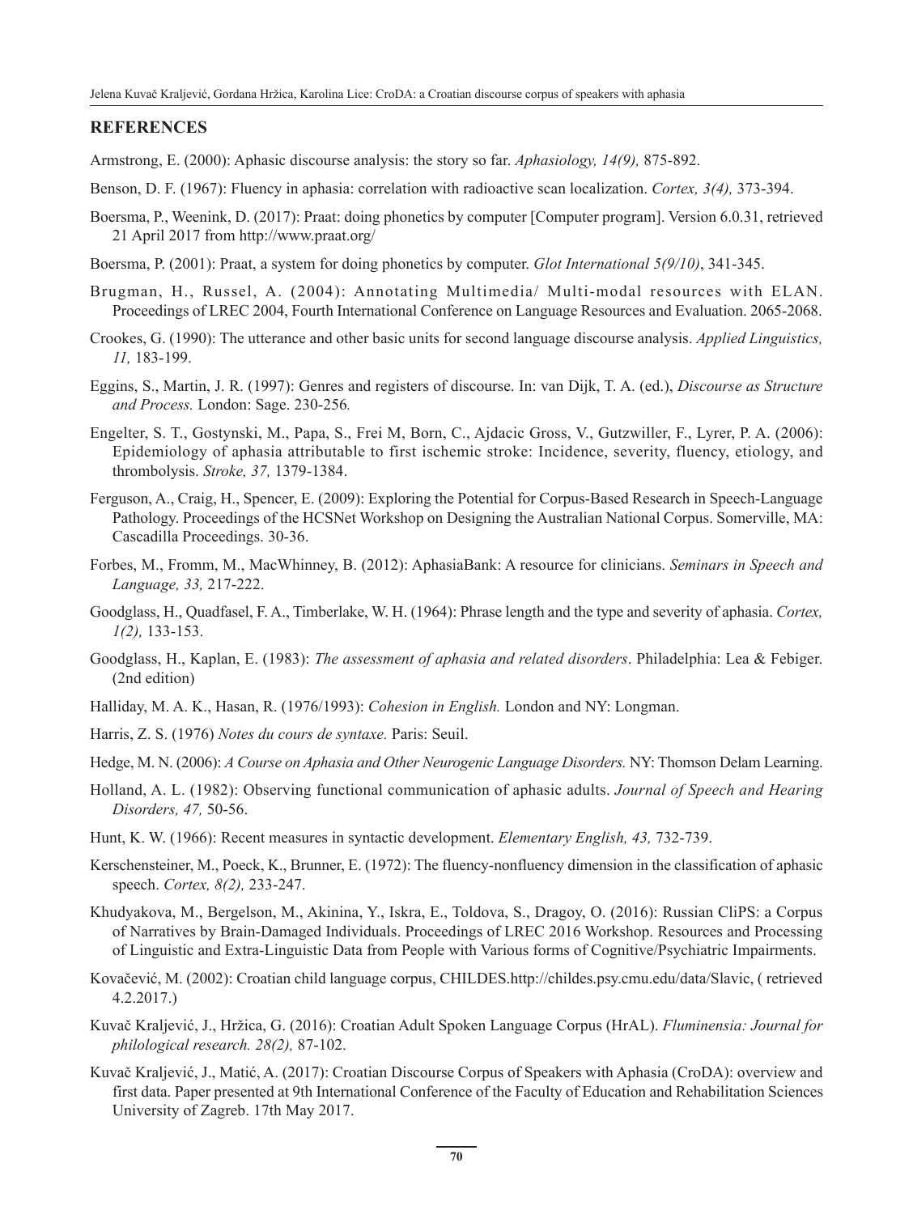## REFERENCES

Armstrong, E. (2000): Aphasic discourse analysis: the story so far. *Aphasiology, 14(9),* 875-892.

Benson, D. F. (1967): Fluency in aphasia: correlation with radioactive scan localization. *Cortex, 3(4),* 373-394.

Boersma, P., Weenink, D. (2017): Praat: doing phonetics by computer [Computer program]. Version 6.0.31, retrieved 21 April 2017 from http://www.praat.org/

Boersma, P. (2001): Praat, a system for doing phonetics by computer. *Glot International 5(9/10)*, 341-345.

Brugman, H., Russel, A. (2004): Annotating Multimedia/ Multi-modal resources with ELAN. Proceedings of LREC 2004, Fourth International Conference on Language Resources and Evaluation. 2065-2068.

Crookes, G. (1990): The utterance and other basic units for second language discourse analysis. *Applied Linguistics, 11,* 183-199.

Eggins, S., Martin, J. R. (1997): Genres and registers of discourse. In: van Dijk, T. A. (ed.), *Discourse as Structure and Process.* London: Sage. 230-256*.*

Engelter, S. T., Gostynski, M., Papa, S., Frei M, Born, C., Ajdacic Gross, V., Gutzwiller, F., Lyrer, P. A. (2006): Epidemiology of aphasia attributable to first ischemic stroke: Incidence, severity, fluency, etiology, and thrombolysis. *Stroke, 37,* 1379-1384.

Ferguson, A., Craig, H., Spencer, E. (2009): Exploring the Potential for Corpus-Based Research in Speech-Language Pathology. Proceedings of the HCSNet Workshop on Designing the Australian National Corpus. Somerville, MA: Cascadilla Proceedings. 30-36.

Forbes, M., Fromm, M., MacWhinney, B. (2012): AphasiaBank: A resource for clinicians. *Seminars in Speech and Language, 33,* 217-222.

Goodglass, H., Quadfasel, F. A., Timberlake, W. H. (1964): Phrase length and the type and severity of aphasia. *Cortex, 1(2),* 133-153.

Goodglass, H., Kaplan, E. (1983): *The assessment of aphasia and related disorders*. Philadelphia: Lea & Febiger. (2nd edition)

Halliday, M. A. K., Hasan, R. (1976/1993): *Cohesion in English.* London and NY: Longman.

Harris, Z. S. (1976) *Notes du cours de syntaxe.* Paris: Seuil.

Hedge, M. N. (2006): *A Course on Aphasia and Other Neurogenic Language Disorders.* NY: Thomson Delam Learning.

Holland, A. L. (1982): Observing functional communication of aphasic adults. *Journal of Speech and Hearing Disorders, 47,* 50-56.

Hunt, K. W. (1966): Recent measures in syntactic development. *Elementary English, 43,* 732-739.

Kerschensteiner, M., Poeck, K., Brunner, E. (1972): The fluency-nonfluency dimension in the classification of aphasic speech. *Cortex, 8(2),* 233-247.

Khudyakova, M., Bergelson, M., Akinina, Y., Iskra, E., Toldova, S., Dragoy, O. (2016): Russian CliPS: a Corpus of Narratives by Brain-Damaged Individuals. Proceedings of LREC 2016 Workshop. Resources and Processing of Linguistic and Extra-Linguistic Data from People with Various forms of Cognitive/Psychiatric Impairments.

Kovačević, M. (2002): Croatian child language corpus, CHILDES.http://childes.psy.cmu.edu/data/Slavic, ( retrieved 4.2.2017.)

Kuvač Kraljević, J., Hržica, G. (2016): Croatian Adult Spoken Language Corpus (HrAL). *Fluminensia: Journal for philological research. 28(2),* 87-102.

Kuvač Kraljević, J., Matić, A. (2017): Croatian Discourse Corpus of Speakers with Aphasia (CroDA): overview and first data. Paper presented at 9th International Conference of the Faculty of Education and Rehabilitation Sciences University of Zagreb. 17th May 2017.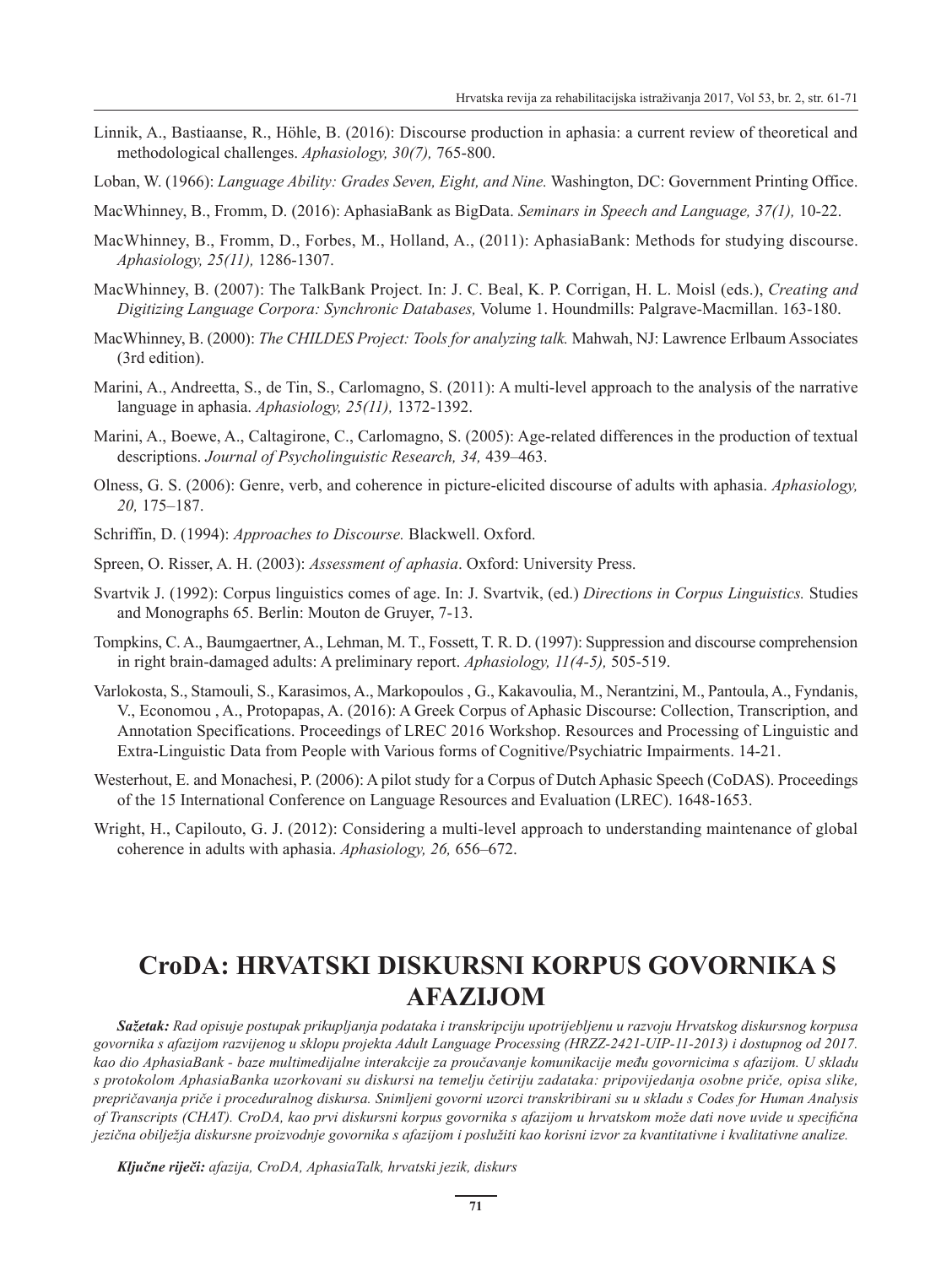Linnik, A., Bastiaanse, R., Höhle, B. (2016): Discourse production in aphasia: a current review of theoretical and methodological challenges. *Aphasiology, 30(7),* 765-800.

Loban, W. (1966): *Language Ability: Grades Seven, Eight, and Nine.* Washington, DC: Government Printing Office.

MacWhinney, B., Fromm, D. (2016): AphasiaBank as BigData. *Seminars in Speech and Language, 37(1),* 10-22.

MacWhinney, B., Fromm, D., Forbes, M., Holland, A., (2011): AphasiaBank: Methods for studying discourse. *Aphasiology, 25(11),* 1286-1307.

MacWhinney, B. (2007): The TalkBank Project. In: J. C. Beal, K. P. Corrigan, H. L. Moisl (eds.), *Creating and Digitizing Language Corpora: Synchronic Databases,* Volume 1. Houndmills: Palgrave-Macmillan. 163-180.

MacWhinney, B. (2000): *The CHILDES Project: Tools for analyzing talk.* Mahwah, NJ: Lawrence Erlbaum Associates (3rd edition).

Marini, A., Andreetta, S., de Tin, S., Carlomagno, S. (2011): A multi-level approach to the analysis of the narrative language in aphasia. *Aphasiology, 25(11),* 1372-1392.

Marini, A., Boewe, A., Caltagirone, C., Carlomagno, S. (2005): Age-related differences in the production of textual descriptions. *Journal of Psycholinguistic Research, 34,* 439–463.

Olness, G. S. (2006): Genre, verb, and coherence in picture-elicited discourse of adults with aphasia. *Aphasiology, 20,* 175–187.

Schriffin, D. (1994): *Approaches to Discourse.* Blackwell. Oxford.

Spreen, O. Risser, A. H. (2003): *Assessment of aphasia*. Oxford: University Press.

Svartvik J. (1992): Corpus linguistics comes of age. In: J. Svartvik, (ed.) *Directions in Corpus Linguistics.* Studies and Monographs 65. Berlin: Mouton de Gruyer, 7-13.

Tompkins, C. A., Baumgaertner, A., Lehman, M. T., Fossett, T. R. D. (1997): Suppression and discourse comprehension in right brain-damaged adults: A preliminary report. *Aphasiology, 11(4-5),* 505-519.

Varlokosta, S., Stamouli, S., Karasimos, A., Markopoulos , G., Kakavoulia, M., Nerantzini, M., Pantoula, A., Fyndanis, V., Economou , A., Protopapas, A. (2016): A Greek Corpus of Aphasic Discourse: Collection, Transcription, and Annotation Specifications. Proceedings of LREC 2016 Workshop. Resources and Processing of Linguistic and Extra-Linguistic Data from People with Various forms of Cognitive/Psychiatric Impairments. 14-21.

Westerhout, E. and Monachesi, P. (2006): A pilot study for a Corpus of Dutch Aphasic Speech (CoDAS). Proceedings of the 15 International Conference on Language Resources and Evaluation (LREC). 1648-1653.

Wright, H., Capilouto, G. J. (2012): Considering a multi-level approach to understanding maintenance of global coherence in adults with aphasia. *Aphasiology, 26,* 656–672.

# CroDA: HRVATSKI DISKURSNI KORPUS GOVORNIKA S AFAZIJOM

***Sažetak:*** *Rad opisuje postupak prikupljanja podataka i transkripciju upotrijebljenu u razvoju Hrvatskog diskursnog korpusa govornika s afazijom razvijenog u sklopu projekta Adult Language Processing (HRZZ-2421-UIP-11-2013) i dostupnog od 2017. kao dio AphasiaBank - baze multimedijalne interakcije za proučavanje komunikacije među govornicima s afazijom. U skladu s protokolom AphasiaBanka uzorkovani su diskursi na temelju četiriju zadataka: pripovijedanja osobne priče, opisa slike, prepričavanja priče i proceduralnog diskursa. Snimljeni govorni uzorci transkribirani su u skladu s Codes for Human Analysis of Transcripts (CHAT). CroDA, kao prvi diskursni korpus govornika s afazijom u hrvatskom može dati nove uvide u specifična jezična obilježja diskursne proizvodnje govornika s afazijom i poslužiti kao korisni izvor za kvantitativne i kvalitativne analize.*

***Ključne riječi:*** *afazija, CroDA, AphasiaTalk, hrvatski jezik, diskurs*